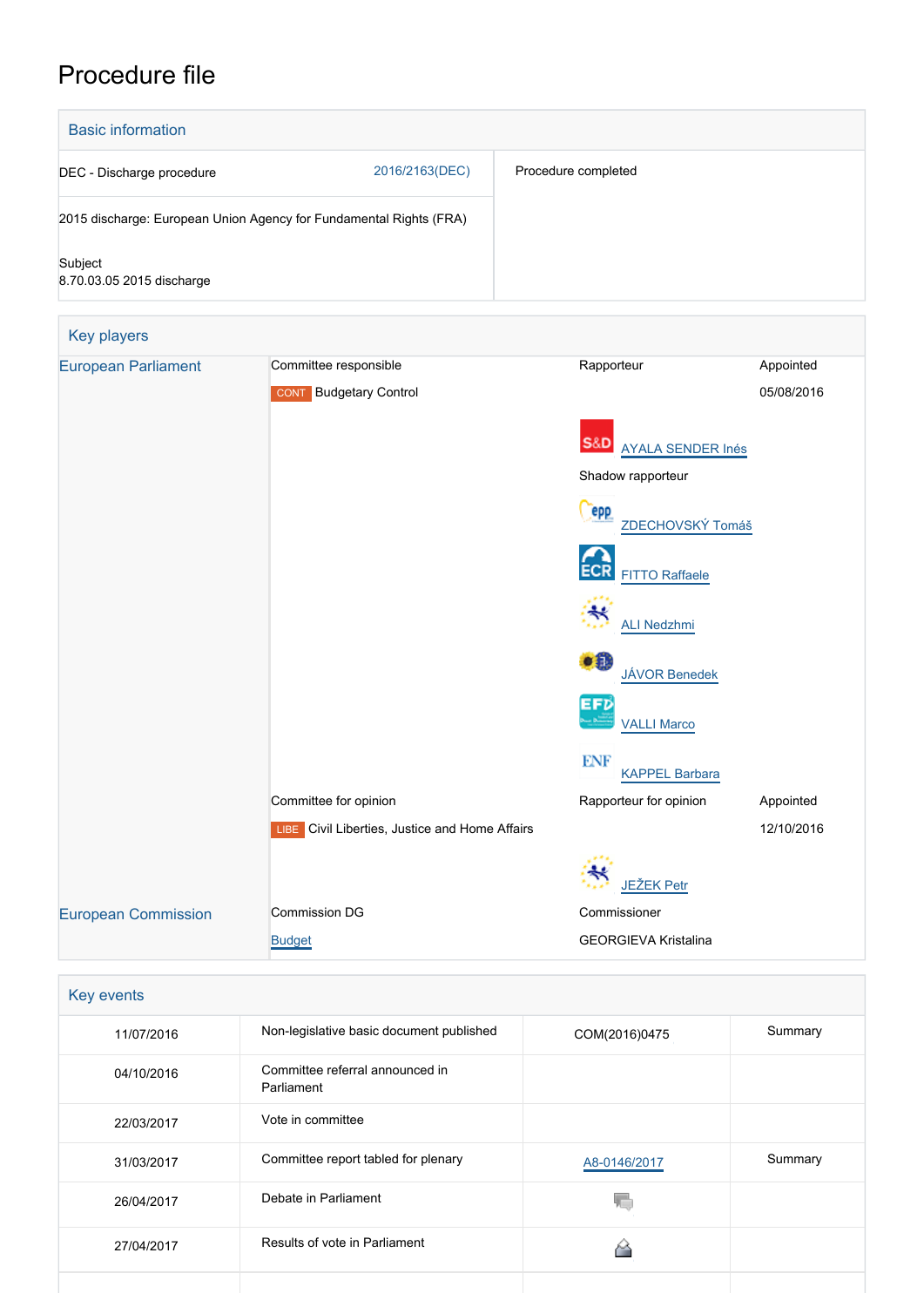# Procedure file

## Basic information

| | |
|---|---|
| DEC - Discharge procedure 2016/2163(DEC) | Procedure completed |
| 2015 discharge: European Union Agency for Fundamental Rights (FRA) | |
| Subject<br>8.70.03.05 2015 discharge | |

## Key players

| | | | |
|---|---|---|---|
| European Parliament | Committee responsible | Rapporteur | Appointed |
| | CONT Budgetary Control | | 05/08/2016 |
| | | S&D AYALA SENDER Inés | |
| | | Shadow rapporteur | |
| | | EPP ZDECHOVSKÝ Tomáš | |
| | | ECR FITTO Raffaele | |
| | | ALDE ALI Nedzhmi | |
| | | Verts/ALE JÁVOR Benedek | |
| | | EFDD VALLI Marco | |
| | | ENF KAPPEL Barbara | |
| | Committee for opinion | Rapporteur for opinion | Appointed |
| | LIBE Civil Liberties, Justice and Home Affairs | | 12/10/2016 |
| | | ALDE JEŽEK Petr | |
| European Commission | Commission DG | Commissioner | |
| | Budget | GEORGIEVA Kristalina | |

## Key events

| | | | |
|---|---|---|---|
| 11/07/2016 | Non-legislative basic document published | COM(2016)0475 | Summary |
| 04/10/2016 | Committee referral announced in Parliament | | |
| 22/03/2017 | Vote in committee | | |
| 31/03/2017 | Committee report tabled for plenary | A8-0146/2017 | Summary |
| 26/04/2017 | Debate in Parliament | | |
| 27/04/2017 | Results of vote in Parliament | | |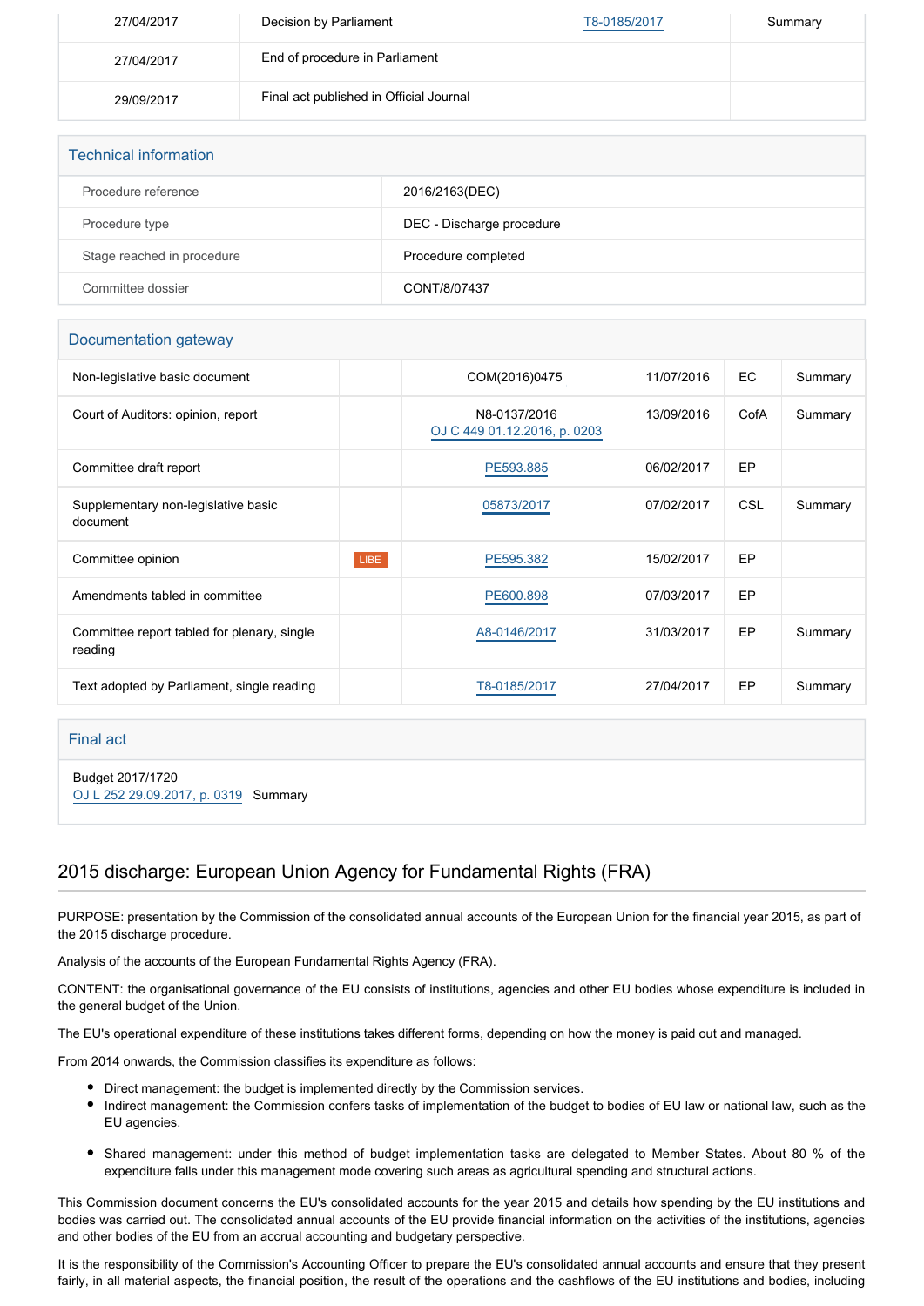| | | | |
|---|---|---|---|
| 27/04/2017 | Decision by Parliament | T8-0185/2017 | Summary |
| 27/04/2017 | End of procedure in Parliament | | |
| 29/09/2017 | Final act published in Official Journal | | |

## Technical information

| | |
|---|---|
| Procedure reference | 2016/2163(DEC) |
| Procedure type | DEC - Discharge procedure |
| Stage reached in procedure | Procedure completed |
| Committee dossier | CONT/8/07437 |

## Documentation gateway

| | | | | | |
|---|---|---|---|---|---|
| Non-legislative basic document | | COM(2016)0475 | 11/07/2016 | EC | Summary |
| Court of Auditors: opinion, report | | N8-0137/2016 OJ C 449 01.12.2016, p. 0203 | 13/09/2016 | CofA | Summary |
| Committee draft report | | PE593.885 | 06/02/2017 | EP | |
| Supplementary non-legislative basic document | | 05873/2017 | 07/02/2017 | CSL | Summary |
| Committee opinion | LIBE | PE595.382 | 15/02/2017 | EP | |
| Amendments tabled in committee | | PE600.898 | 07/03/2017 | EP | |
| Committee report tabled for plenary, single reading | | A8-0146/2017 | 31/03/2017 | EP | Summary |
| Text adopted by Parliament, single reading | | T8-0185/2017 | 27/04/2017 | EP | Summary |

## Final act

Budget 2017/1720
OJ L 252 29.09.2017, p. 0319 Summary

## 2015 discharge: European Union Agency for Fundamental Rights (FRA)

PURPOSE: presentation by the Commission of the consolidated annual accounts of the European Union for the financial year 2015, as part of the 2015 discharge procedure.

Analysis of the accounts of the European Fundamental Rights Agency (FRA).

CONTENT: the organisational governance of the EU consists of institutions, agencies and other EU bodies whose expenditure is included in the general budget of the Union.

The EU's operational expenditure of these institutions takes different forms, depending on how the money is paid out and managed.

From 2014 onwards, the Commission classifies its expenditure as follows:

- Direct management: the budget is implemented directly by the Commission services.
- Indirect management: the Commission confers tasks of implementation of the budget to bodies of EU law or national law, such as the EU agencies.
- Shared management: under this method of budget implementation tasks are delegated to Member States. About 80 % of the expenditure falls under this management mode covering such areas as agricultural spending and structural actions.

This Commission document concerns the EU's consolidated accounts for the year 2015 and details how spending by the EU institutions and bodies was carried out. The consolidated annual accounts of the EU provide financial information on the activities of the institutions, agencies and other bodies of the EU from an accrual accounting and budgetary perspective.

It is the responsibility of the Commission's Accounting Officer to prepare the EU's consolidated annual accounts and ensure that they present fairly, in all material aspects, the financial position, the result of the operations and the cashflows of the EU institutions and bodies, including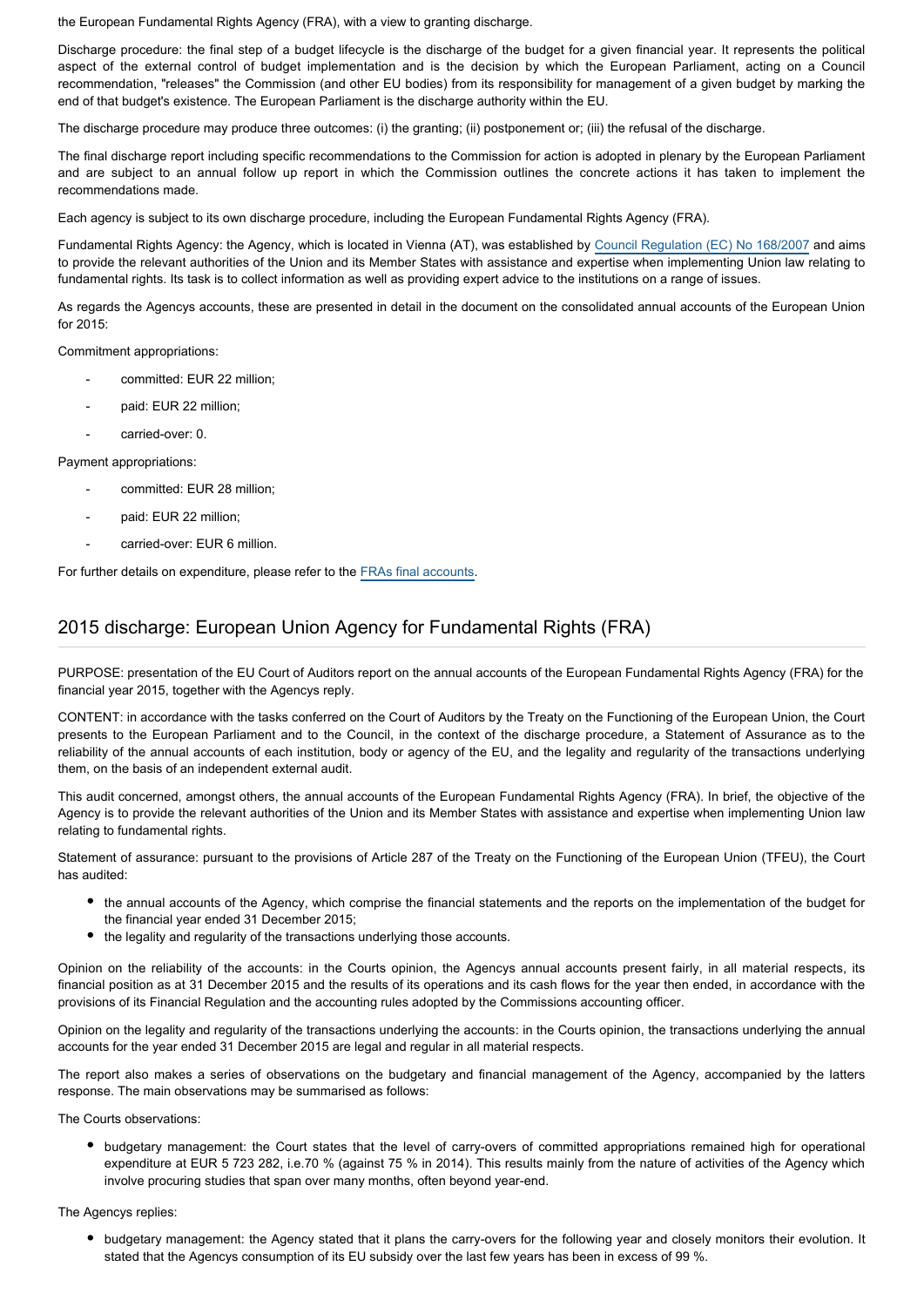the European Fundamental Rights Agency (FRA), with a view to granting discharge.

Discharge procedure: the final step of a budget lifecycle is the discharge of the budget for a given financial year. It represents the political aspect of the external control of budget implementation and is the decision by which the European Parliament, acting on a Council recommendation, "releases" the Commission (and other EU bodies) from its responsibility for management of a given budget by marking the end of that budget's existence. The European Parliament is the discharge authority within the EU.

The discharge procedure may produce three outcomes: (i) the granting; (ii) postponement or; (iii) the refusal of the discharge.

The final discharge report including specific recommendations to the Commission for action is adopted in plenary by the European Parliament and are subject to an annual follow up report in which the Commission outlines the concrete actions it has taken to implement the recommendations made.

Each agency is subject to its own discharge procedure, including the European Fundamental Rights Agency (FRA).

Fundamental Rights Agency: the Agency, which is located in Vienna (AT), was established by Council Regulation (EC) No 168/2007 and aims to provide the relevant authorities of the Union and its Member States with assistance and expertise when implementing Union law relating to fundamental rights. Its task is to collect information as well as providing expert advice to the institutions on a range of issues.

As regards the Agencys accounts, these are presented in detail in the document on the consolidated annual accounts of the European Union for 2015:

Commitment appropriations:

- committed: EUR 22 million;
- paid: EUR 22 million;
- carried-over: 0.

Payment appropriations:

- committed: EUR 28 million;
- paid: EUR 22 million;
- carried-over: EUR 6 million.

For further details on expenditure, please refer to the FRAs final accounts.

## 2015 discharge: European Union Agency for Fundamental Rights (FRA)

PURPOSE: presentation of the EU Court of Auditors report on the annual accounts of the European Fundamental Rights Agency (FRA) for the financial year 2015, together with the Agencys reply.

CONTENT: in accordance with the tasks conferred on the Court of Auditors by the Treaty on the Functioning of the European Union, the Court presents to the European Parliament and to the Council, in the context of the discharge procedure, a Statement of Assurance as to the reliability of the annual accounts of each institution, body or agency of the EU, and the legality and regularity of the transactions underlying them, on the basis of an independent external audit.

This audit concerned, amongst others, the annual accounts of the European Fundamental Rights Agency (FRA). In brief, the objective of the Agency is to provide the relevant authorities of the Union and its Member States with assistance and expertise when implementing Union law relating to fundamental rights.

Statement of assurance: pursuant to the provisions of Article 287 of the Treaty on the Functioning of the European Union (TFEU), the Court has audited:

- the annual accounts of the Agency, which comprise the financial statements and the reports on the implementation of the budget for the financial year ended 31 December 2015;
- the legality and regularity of the transactions underlying those accounts.

Opinion on the reliability of the accounts: in the Courts opinion, the Agencys annual accounts present fairly, in all material respects, its financial position as at 31 December 2015 and the results of its operations and its cash flows for the year then ended, in accordance with the provisions of its Financial Regulation and the accounting rules adopted by the Commissions accounting officer.

Opinion on the legality and regularity of the transactions underlying the accounts: in the Courts opinion, the transactions underlying the annual accounts for the year ended 31 December 2015 are legal and regular in all material respects.

The report also makes a series of observations on the budgetary and financial management of the Agency, accompanied by the latters response. The main observations may be summarised as follows:

The Courts observations:

- budgetary management: the Court states that the level of carry-overs of committed appropriations remained high for operational expenditure at EUR 5 723 282, i.e.70 % (against 75 % in 2014). This results mainly from the nature of activities of the Agency which involve procuring studies that span over many months, often beyond year-end.

The Agencys replies:

- budgetary management: the Agency stated that it plans the carry-overs for the following year and closely monitors their evolution. It stated that the Agencys consumption of its EU subsidy over the last few years has been in excess of 99 %.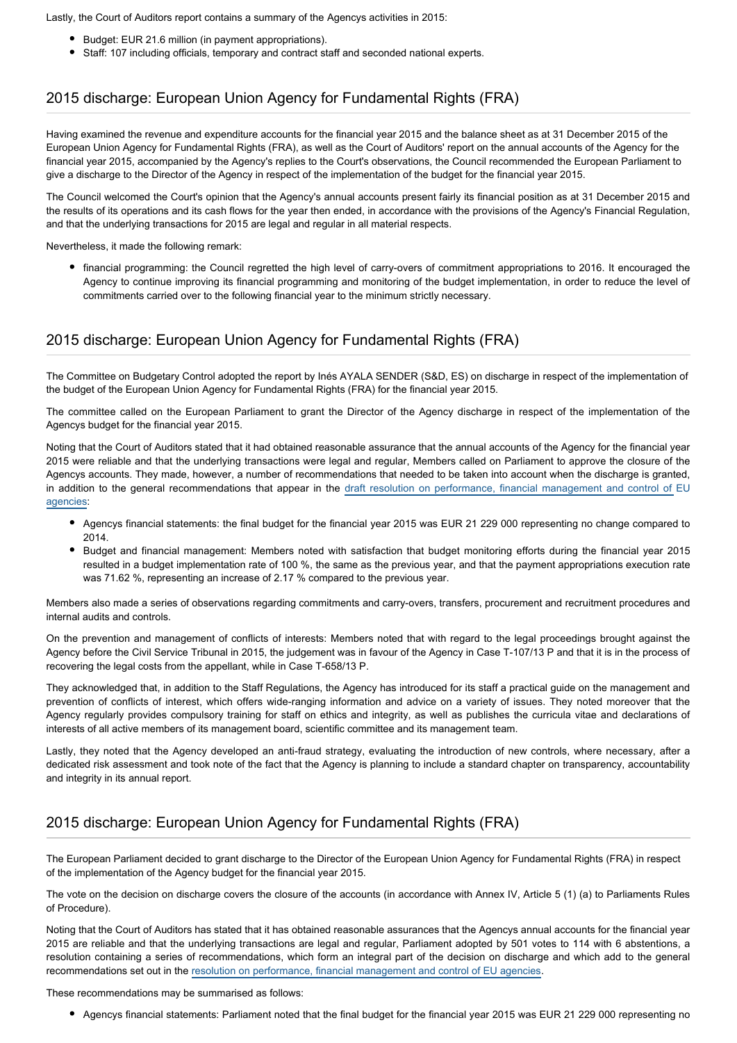Lastly, the Court of Auditors report contains a summary of the Agencys activities in 2015:

- Budget: EUR 21.6 million (in payment appropriations).
- Staff: 107 including officials, temporary and contract staff and seconded national experts.

## 2015 discharge: European Union Agency for Fundamental Rights (FRA)

Having examined the revenue and expenditure accounts for the financial year 2015 and the balance sheet as at 31 December 2015 of the European Union Agency for Fundamental Rights (FRA), as well as the Court of Auditors' report on the annual accounts of the Agency for the financial year 2015, accompanied by the Agency's replies to the Court's observations, the Council recommended the European Parliament to give a discharge to the Director of the Agency in respect of the implementation of the budget for the financial year 2015.

The Council welcomed the Court's opinion that the Agency's annual accounts present fairly its financial position as at 31 December 2015 and the results of its operations and its cash flows for the year then ended, in accordance with the provisions of the Agency's Financial Regulation, and that the underlying transactions for 2015 are legal and regular in all material respects.

Nevertheless, it made the following remark:

- financial programming: the Council regretted the high level of carry-overs of commitment appropriations to 2016. It encouraged the Agency to continue improving its financial programming and monitoring of the budget implementation, in order to reduce the level of commitments carried over to the following financial year to the minimum strictly necessary.

## 2015 discharge: European Union Agency for Fundamental Rights (FRA)

The Committee on Budgetary Control adopted the report by Inés AYALA SENDER (S&D, ES) on discharge in respect of the implementation of the budget of the European Union Agency for Fundamental Rights (FRA) for the financial year 2015.

The committee called on the European Parliament to grant the Director of the Agency discharge in respect of the implementation of the Agencys budget for the financial year 2015.

Noting that the Court of Auditors stated that it had obtained reasonable assurance that the annual accounts of the Agency for the financial year 2015 were reliable and that the underlying transactions were legal and regular, Members called on Parliament to approve the closure of the Agencys accounts. They made, however, a number of recommendations that needed to be taken into account when the discharge is granted, in addition to the general recommendations that appear in the draft resolution on performance, financial management and control of EU agencies:

- Agencys financial statements: the final budget for the financial year 2015 was EUR 21 229 000 representing no change compared to 2014.
- Budget and financial management: Members noted with satisfaction that budget monitoring efforts during the financial year 2015 resulted in a budget implementation rate of 100 %, the same as the previous year, and that the payment appropriations execution rate was 71.62 %, representing an increase of 2.17 % compared to the previous year.

Members also made a series of observations regarding commitments and carry-overs, transfers, procurement and recruitment procedures and internal audits and controls.

On the prevention and management of conflicts of interests: Members noted that with regard to the legal proceedings brought against the Agency before the Civil Service Tribunal in 2015, the judgement was in favour of the Agency in Case T-107/13 P and that it is in the process of recovering the legal costs from the appellant, while in Case T-658/13 P.

They acknowledged that, in addition to the Staff Regulations, the Agency has introduced for its staff a practical guide on the management and prevention of conflicts of interest, which offers wide-ranging information and advice on a variety of issues. They noted moreover that the Agency regularly provides compulsory training for staff on ethics and integrity, as well as publishes the curricula vitae and declarations of interests of all active members of its management board, scientific committee and its management team.

Lastly, they noted that the Agency developed an anti-fraud strategy, evaluating the introduction of new controls, where necessary, after a dedicated risk assessment and took note of the fact that the Agency is planning to include a standard chapter on transparency, accountability and integrity in its annual report.

## 2015 discharge: European Union Agency for Fundamental Rights (FRA)

The European Parliament decided to grant discharge to the Director of the European Union Agency for Fundamental Rights (FRA) in respect of the implementation of the Agency budget for the financial year 2015.

The vote on the decision on discharge covers the closure of the accounts (in accordance with Annex IV, Article 5 (1) (a) to Parliaments Rules of Procedure).

Noting that the Court of Auditors has stated that it has obtained reasonable assurances that the Agencys annual accounts for the financial year 2015 are reliable and that the underlying transactions are legal and regular, Parliament adopted by 501 votes to 114 with 6 abstentions, a resolution containing a series of recommendations, which form an integral part of the decision on discharge and which add to the general recommendations set out in the resolution on performance, financial management and control of EU agencies.

These recommendations may be summarised as follows:

- Agencys financial statements: Parliament noted that the final budget for the financial year 2015 was EUR 21 229 000 representing no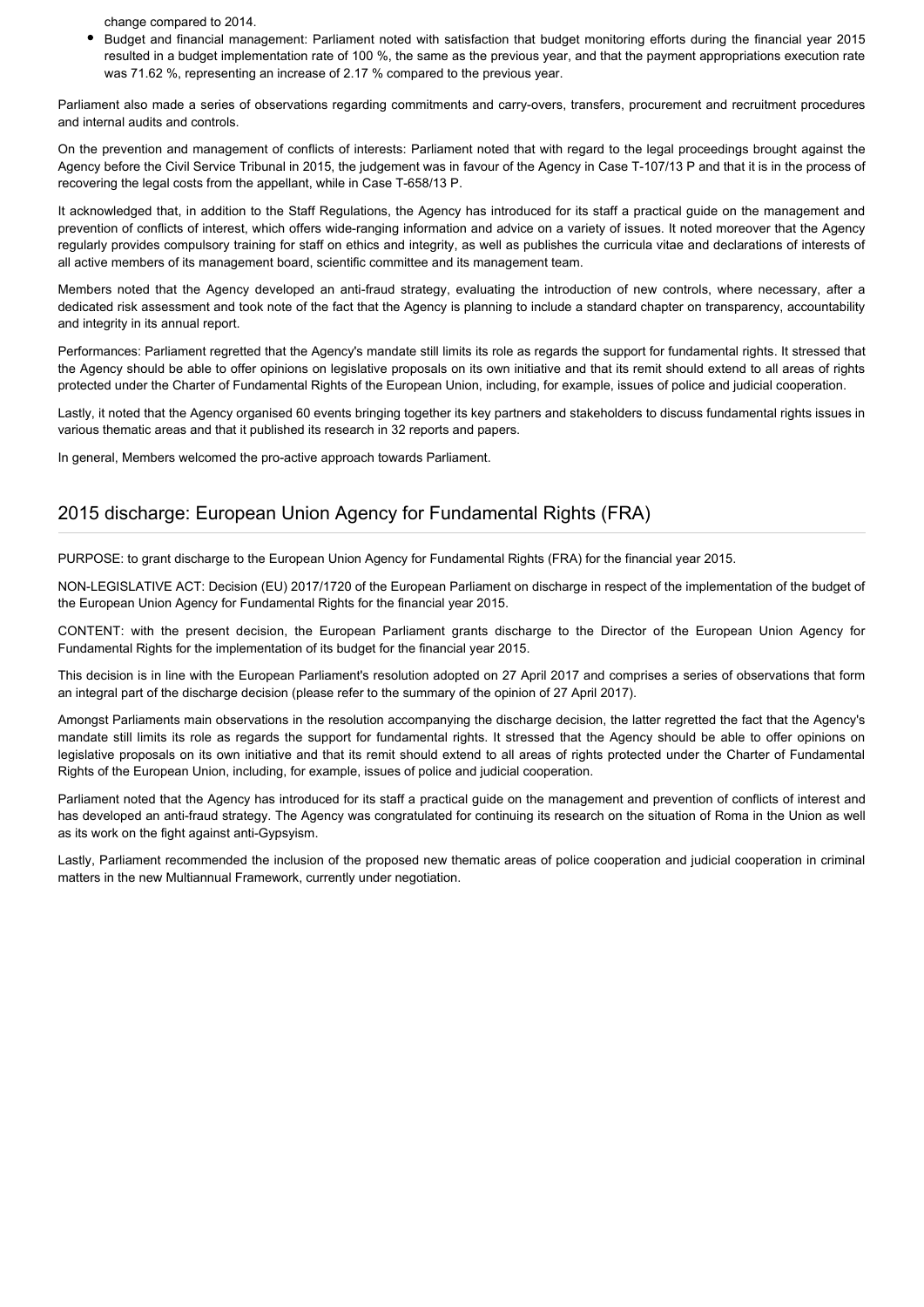change compared to 2014.

- Budget and financial management: Parliament noted with satisfaction that budget monitoring efforts during the financial year 2015 resulted in a budget implementation rate of 100 %, the same as the previous year, and that the payment appropriations execution rate was 71.62 %, representing an increase of 2.17 % compared to the previous year.

Parliament also made a series of observations regarding commitments and carry-overs, transfers, procurement and recruitment procedures and internal audits and controls.

On the prevention and management of conflicts of interests: Parliament noted that with regard to the legal proceedings brought against the Agency before the Civil Service Tribunal in 2015, the judgement was in favour of the Agency in Case T-107/13 P and that it is in the process of recovering the legal costs from the appellant, while in Case T-658/13 P.

It acknowledged that, in addition to the Staff Regulations, the Agency has introduced for its staff a practical guide on the management and prevention of conflicts of interest, which offers wide-ranging information and advice on a variety of issues. It noted moreover that the Agency regularly provides compulsory training for staff on ethics and integrity, as well as publishes the curricula vitae and declarations of interests of all active members of its management board, scientific committee and its management team.

Members noted that the Agency developed an anti-fraud strategy, evaluating the introduction of new controls, where necessary, after a dedicated risk assessment and took note of the fact that the Agency is planning to include a standard chapter on transparency, accountability and integrity in its annual report.

Performances: Parliament regretted that the Agency's mandate still limits its role as regards the support for fundamental rights. It stressed that the Agency should be able to offer opinions on legislative proposals on its own initiative and that its remit should extend to all areas of rights protected under the Charter of Fundamental Rights of the European Union, including, for example, issues of police and judicial cooperation.

Lastly, it noted that the Agency organised 60 events bringing together its key partners and stakeholders to discuss fundamental rights issues in various thematic areas and that it published its research in 32 reports and papers.

In general, Members welcomed the pro-active approach towards Parliament.

## 2015 discharge: European Union Agency for Fundamental Rights (FRA)

PURPOSE: to grant discharge to the European Union Agency for Fundamental Rights (FRA) for the financial year 2015.

NON-LEGISLATIVE ACT: Decision (EU) 2017/1720 of the European Parliament on discharge in respect of the implementation of the budget of the European Union Agency for Fundamental Rights for the financial year 2015.

CONTENT: with the present decision, the European Parliament grants discharge to the Director of the European Union Agency for Fundamental Rights for the implementation of its budget for the financial year 2015.

This decision is in line with the European Parliament's resolution adopted on 27 April 2017 and comprises a series of observations that form an integral part of the discharge decision (please refer to the summary of the opinion of 27 April 2017).

Amongst Parliaments main observations in the resolution accompanying the discharge decision, the latter regretted the fact that the Agency's mandate still limits its role as regards the support for fundamental rights. It stressed that the Agency should be able to offer opinions on legislative proposals on its own initiative and that its remit should extend to all areas of rights protected under the Charter of Fundamental Rights of the European Union, including, for example, issues of police and judicial cooperation.

Parliament noted that the Agency has introduced for its staff a practical guide on the management and prevention of conflicts of interest and has developed an anti-fraud strategy. The Agency was congratulated for continuing its research on the situation of Roma in the Union as well as its work on the fight against anti-Gypsyism.

Lastly, Parliament recommended the inclusion of the proposed new thematic areas of police cooperation and judicial cooperation in criminal matters in the new Multiannual Framework, currently under negotiation.